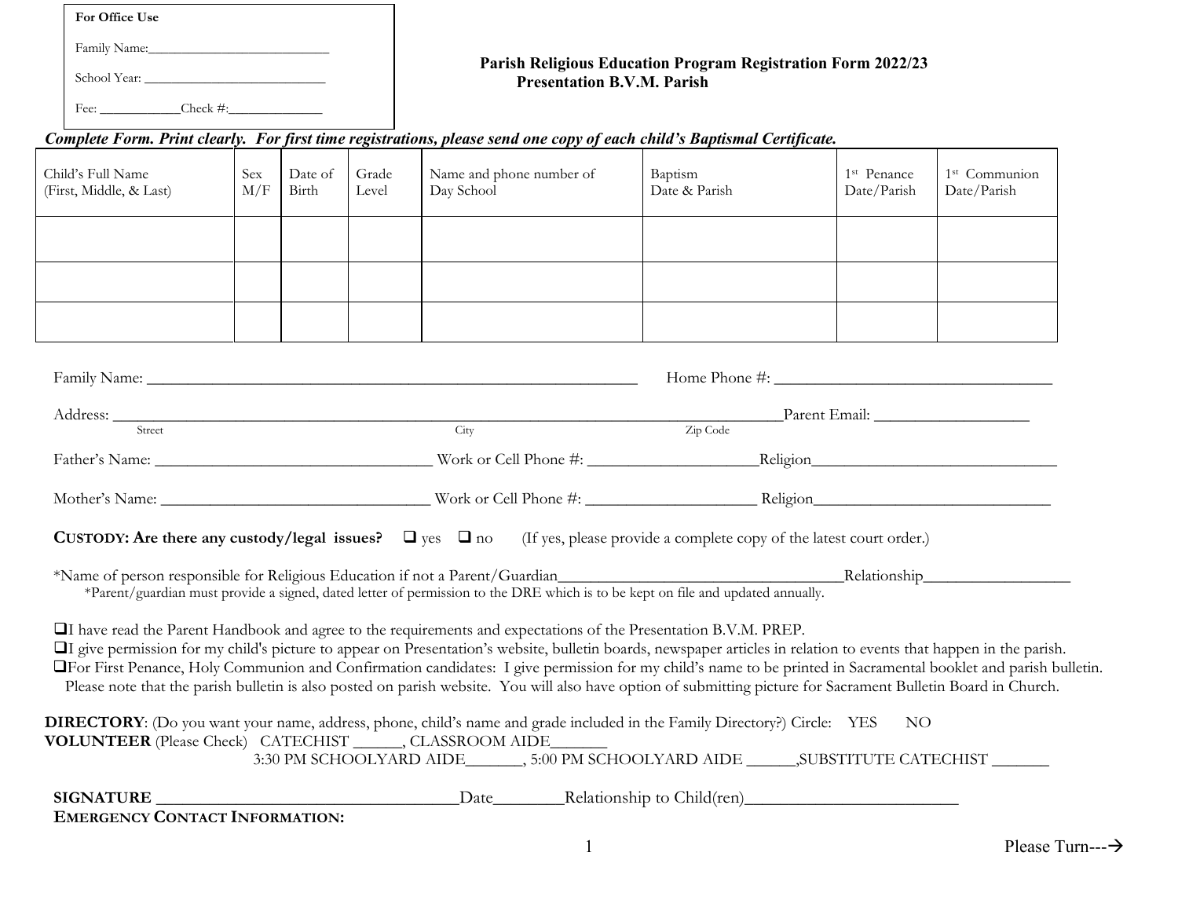**For Office Use**

Family Name:___________________________

School Year: ___________________________

Fee: ____________Check #:______________

**Parish Religious Education Program Registration Form 2022/23**
**Presentation B.V.M. Parish**

***Complete Form. Print clearly. For first time registrations, please send one copy of each child's Baptismal Certificate.***

| Child's Full Name (First, Middle, & Last) | Sex M/F | Date of Birth | Grade Level | Name and phone number of Day School | Baptism Date & Parish | 1st Penance Date/Parish | 1st Communion Date/Parish |
|---|---|---|---|---|---|---|---|
| | | | | | | | |
| | | | | | | | |
| | | | | | | | |

Family Name: _______________________________________________________________ Home Phone #: ___________________________________

Address: ________________________________________________________________________________________Parent Email: ___________________
Street City Zip Code

Father's Name: ___________________________________ Work or Cell Phone #: _____________________Religion______________________________

Mother's Name: __________________________________ Work or Cell Phone #: _____________________ Religion_____________________________

**CUSTODY: Are there any custody/legal issues?** ❑ yes ❑ no (If yes, please provide a complete copy of the latest court order.)

*Name of person responsible for Religious Education if not a Parent/Guardian___________________________________Relationship__________________
*Parent/guardian must provide a signed, dated letter of permission to the DRE which is to be kept on file and updated annually.

❑I have read the Parent Handbook and agree to the requirements and expectations of the Presentation B.V.M. PREP.
❑I give permission for my child's picture to appear on Presentation's website, bulletin boards, newspaper articles in relation to events that happen in the parish.
❑For First Penance, Holy Communion and Confirmation candidates: I give permission for my child's name to be printed in Sacramental booklet and parish bulletin. Please note that the parish bulletin is also posted on parish website. You will also have option of submitting picture for Sacrament Bulletin Board in Church.

**DIRECTORY**: (Do you want your name, address, phone, child's name and grade included in the Family Directory?) Circle: YES NO
**VOLUNTEER** (Please Check) CATECHIST ______, CLASSROOM AIDE_______
3:30 PM SCHOOLYARD AIDE_______, 5:00 PM SCHOOLYARD AIDE ______,SUBSTITUTE CATECHIST _______

**SIGNATURE** ___________________________________Date________Relationship to Child(ren)_________________________
**EMERGENCY CONTACT INFORMATION:**

Please Turn---→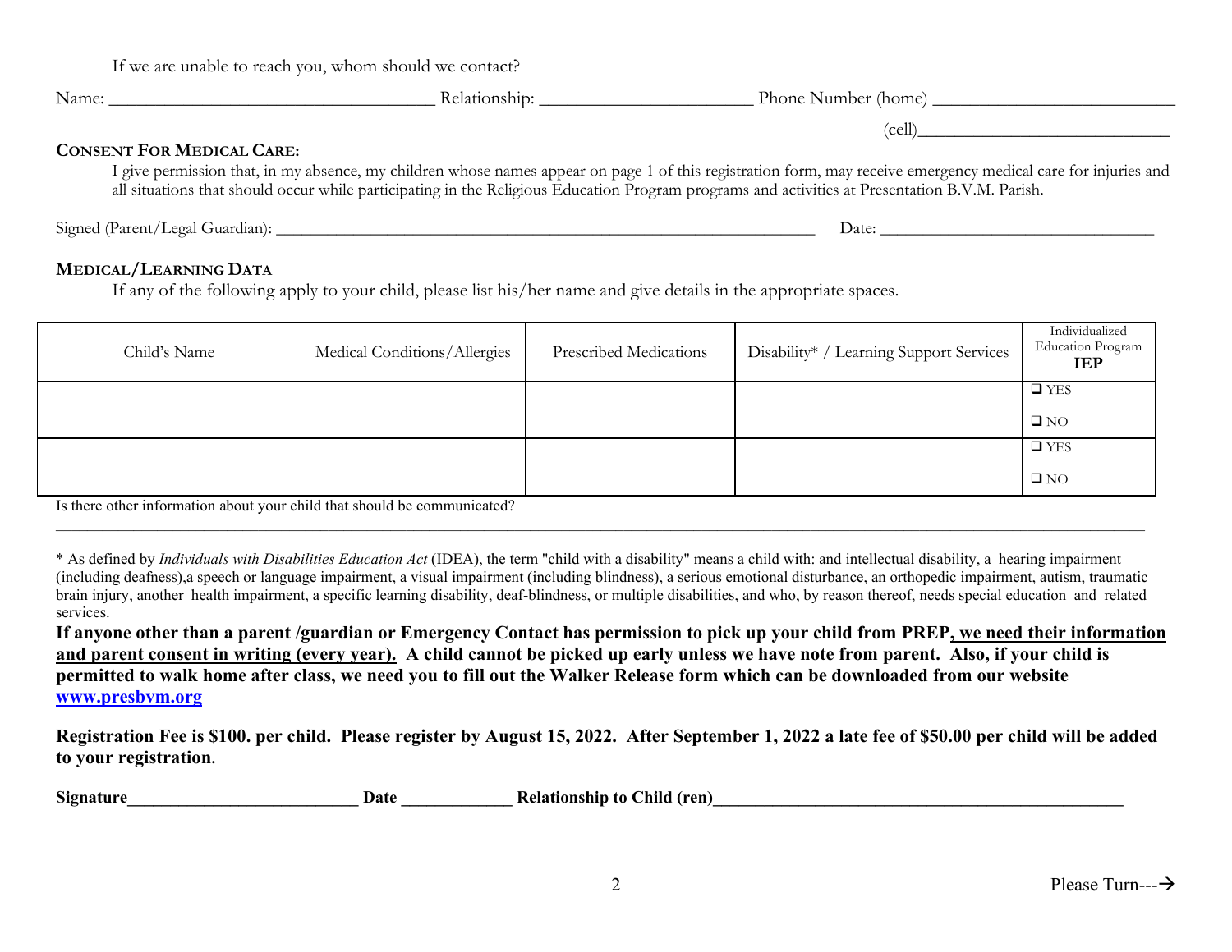If we are unable to reach you, whom should we contact?

Name: ___________________________________ Relationship: _______________________ Phone Number (home) __________________________

(cell)____________________________

**CONSENT FOR MEDICAL CARE:**

I give permission that, in my absence, my children whose names appear on page 1 of this registration form, may receive emergency medical care for injuries and all situations that should occur while participating in the Religious Education Program programs and activities at Presentation B.V.M. Parish.

Signed (Parent/Legal Guardian): __________________________________________________________ Date: _______________________________

**MEDICAL/LEARNING DATA**

If any of the following apply to your child, please list his/her name and give details in the appropriate spaces.

| Child's Name | Medical Conditions/Allergies | Prescribed Medications | Disability* / Learning Support Services | Individualized Education Program **IEP** |
|---|---|---|---|---|
| | | | | ❑ YES<br>❑ NO |
| | | | | ❑ YES<br>❑ NO |

Is there other information about your child that should be communicated?

_____________________________________________________________________________________________________________

\* As defined by *Individuals with Disabilities Education Act* (IDEA), the term "child with a disability" means a child with: and intellectual disability, a hearing impairment (including deafness),a speech or language impairment, a visual impairment (including blindness), a serious emotional disturbance, an orthopedic impairment, autism, traumatic brain injury, another health impairment, a specific learning disability, deaf-blindness, or multiple disabilities, and who, by reason thereof, needs special education and related services.

**If anyone other than a parent /guardian or Emergency Contact has permission to pick up your child from PREP, <u>we need their information and parent consent in writing (every year).</u> A child cannot be picked up early unless we have note from parent. Also, if your child is permitted to walk home after class, we need you to fill out the Walker Release form which can be downloaded from our website [www.presbvm.org](www.presbvm.org)**

**Registration Fee is $100. per child. Please register by August 15, 2022. After September 1, 2022 a late fee of $50.00 per child will be added to your registration.**

**Signature**__________________________ **Date** ____________ **Relationship to Child (ren)**______________________________________________

Please Turn---→